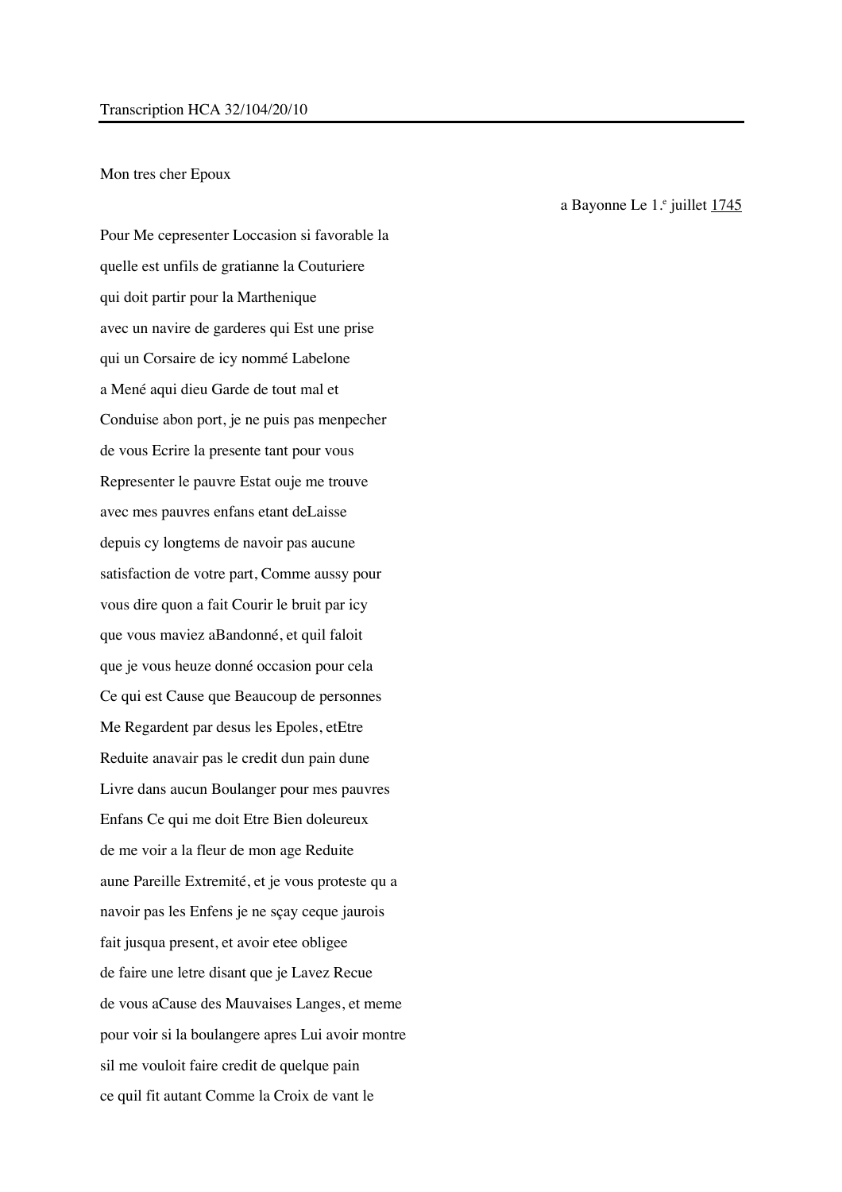Transcription HCA 32/104/20/10

Mon tres cher Epoux

a Bayonne Le 1.e juillet 1745

Pour Me cepresenter Loccasion si favorable la
quelle est unfils de gratianne la Couturiere
qui doit partir pour la Marthenique
avec un navire de garderes qui Est une prise
qui un Corsaire de icy nommé Labelone
a Mené aqui dieu Garde de tout mal et
Conduise abon port, je ne puis pas menpecher
de vous Ecrire la presente tant pour vous
Representer le pauvre Estat ouje me trouve
avec mes pauvres enfans etant deLaisse
depuis cy longtems de navoir pas aucune
satisfaction de votre part, Comme aussy pour
vous dire quon a fait Courir le bruit par icy
que vous maviez aBandonné, et quil faloit
que je vous heuze donné occasion pour cela
Ce qui est Cause que Beaucoup de personnes
Me Regardent par desus les Epoles, etEtre
Reduite anavair pas le credit dun pain dune
Livre dans aucun Boulanger pour mes pauvres
Enfans Ce qui me doit Etre Bien doleureux
de me voir a la fleur de mon age Reduite
aune Pareille Extremité, et je vous proteste qu a
navoir pas les Enfens je ne sçay ceque jaurois
fait jusqua present, et avoir etee obligee
de faire une letre disant que je Lavez Recue
de vous aCause des Mauvaises Langes, et meme
pour voir si la boulangere apres Lui avoir montre
sil me vouloit faire credit de quelque pain
ce quil fit autant Comme la Croix de vant le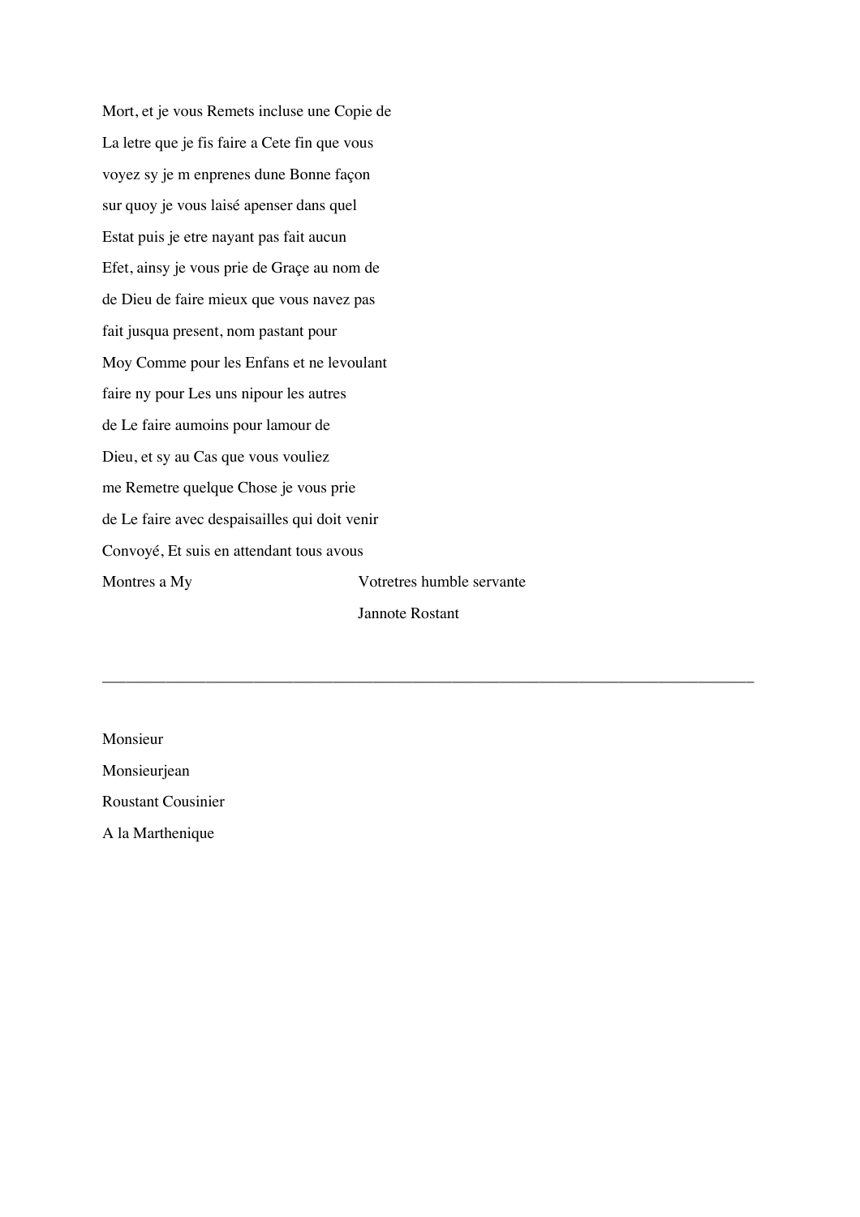Mort, et je vous Remets incluse une Copie de

La letre que je fis faire a Cete fin que vous

voyez sy je m enprenes dune Bonne façon

sur quoy je vous laisé apenser dans quel

Estat puis je etre nayant pas fait aucun

Efet, ainsy je vous prie de Graçe au nom de

de Dieu de faire mieux que vous navez pas

fait jusqua present, nom pastant pour

Moy Comme pour les Enfans et ne levoulant

faire ny pour Les uns nipour les autres

de Le faire aumoins pour lamour de

Dieu, et sy au Cas que vous vouliez

me Remetre quelque Chose je vous prie

de Le faire avec despaisailles qui doit venir

Convoyé, Et suis en attendant tous avous

Montres a My Votretres humble servante

Jannote Rostant

---

Monsieur

Monsieurjean

Roustant Cousinier

A la Marthenique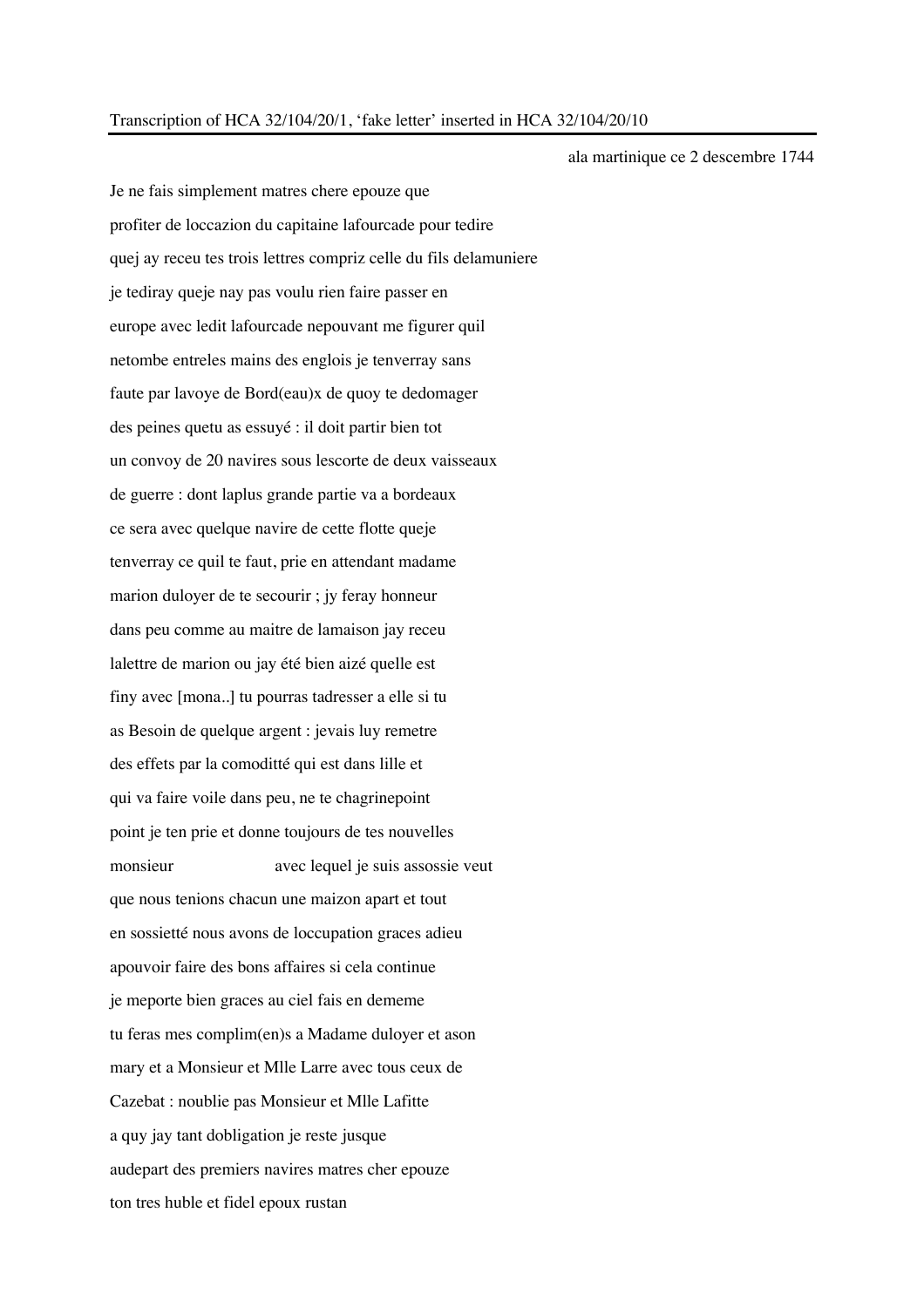Transcription of HCA 32/104/20/1, 'fake letter' inserted in HCA 32/104/20/10

ala martinique ce 2 descembre 1744

Je ne fais simplement matres chere epouze que
profiter de loccazion du capitaine lafourcade pour tedire
quej ay receu tes trois lettres compriz celle du fils delamuniere
je tediray queje nay pas voulu rien faire passer en
europe avec ledit lafourcade nepouvant me figurer quil
netombe entreles mains des englois je tenverray sans
faute par lavoye de Bord(eau)x de quoy te dedomager
des peines quetu as essuyé : il doit partir bien tot
un convoy de 20 navires sous lescorte de deux vaisseaux
de guerre : dont laplus grande partie va a bordeaux
ce sera avec quelque navire de cette flotte queje
tenverray ce quil te faut, prie en attendant madame
marion duloyer de te secourir ; jy feray honneur
dans peu comme au maitre de lamaison jay receu
lalettre de marion ou jay été bien aizé quelle est
finy avec [mona..] tu pourras tadresser a elle si tu
as Besoin de quelque argent : jevais luy remetre
des effets par la comoditté qui est dans lille et
qui va faire voile dans peu, ne te chagrinepoint
point je ten prie et donne toujours de tes nouvelles
monsieur                    avec lequel je suis assossie veut
que nous tenions chacun une maizon apart et tout
en sossietté nous avons de loccupation graces adieu
apouvoir faire des bons affaires si cela continue
je meporte bien graces au ciel fais en dememe
tu feras mes complim(en)s a Madame duloyer et ason
mary et a Monsieur et Mlle Larre avec tous ceux de
Cazebat : noublie pas Monsieur et Mlle Lafitte
a quy jay tant dobligation je reste jusque
audepart des premiers navires matres cher epouze
ton tres huble et fidel epoux rustan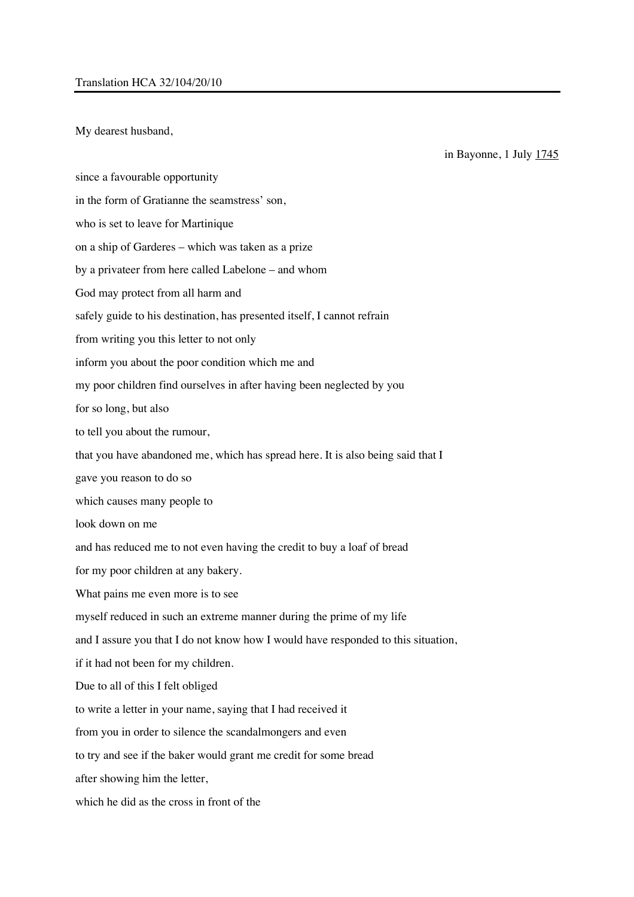Translation HCA 32/104/20/10

---

My dearest husband,

in Bayonne, 1 July <u>1745</u>

since a favourable opportunity

in the form of Gratianne the seamstress' son,

who is set to leave for Martinique

on a ship of Garderes – which was taken as a prize

by a privateer from here called Labelone – and whom

God may protect from all harm and

safely guide to his destination, has presented itself, I cannot refrain

from writing you this letter to not only

inform you about the poor condition which me and

my poor children find ourselves in after having been neglected by you

for so long, but also

to tell you about the rumour,

that you have abandoned me, which has spread here. It is also being said that I

gave you reason to do so

which causes many people to

look down on me

and has reduced me to not even having the credit to buy a loaf of bread

for my poor children at any bakery.

What pains me even more is to see

myself reduced in such an extreme manner during the prime of my life

and I assure you that I do not know how I would have responded to this situation,

if it had not been for my children.

Due to all of this I felt obliged

to write a letter in your name, saying that I had received it

from you in order to silence the scandalmongers and even

to try and see if the baker would grant me credit for some bread

after showing him the letter,

which he did as the cross in front of the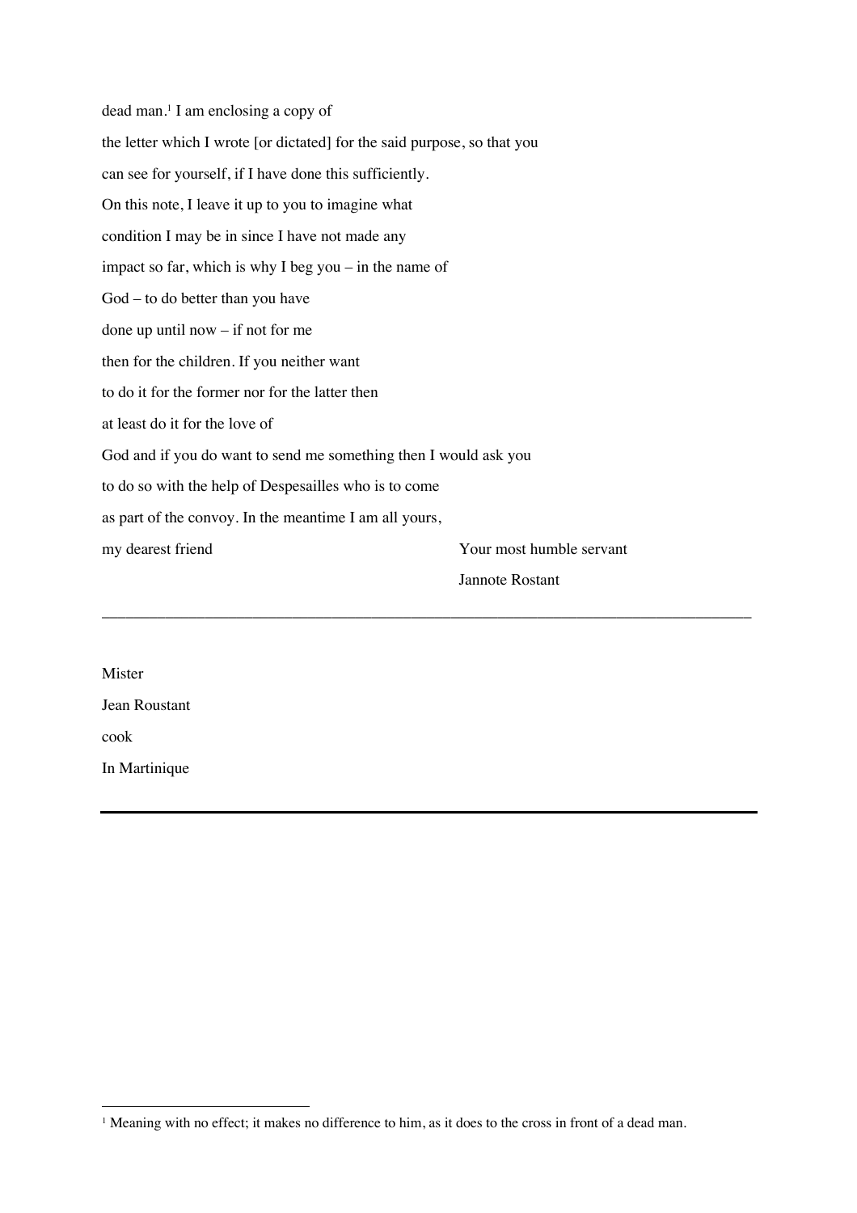dead man.[1] I am enclosing a copy of

the letter which I wrote [or dictated] for the said purpose, so that you

can see for yourself, if I have done this sufficiently.

On this note, I leave it up to you to imagine what

condition I may be in since I have not made any

impact so far, which is why I beg you – in the name of

God – to do better than you have

done up until now – if not for me

then for the children. If you neither want

to do it for the former nor for the latter then

at least do it for the love of

God and if you do want to send me something then I would ask you

to do so with the help of Despesailles who is to come

as part of the convoy. In the meantime I am all yours,

my dearest friend

Your most humble servant

Jannote Rostant

---

Mister

Jean Roustant

cook

In Martinique

---

[1] Meaning with no effect; it makes no difference to him, as it does to the cross in front of a dead man.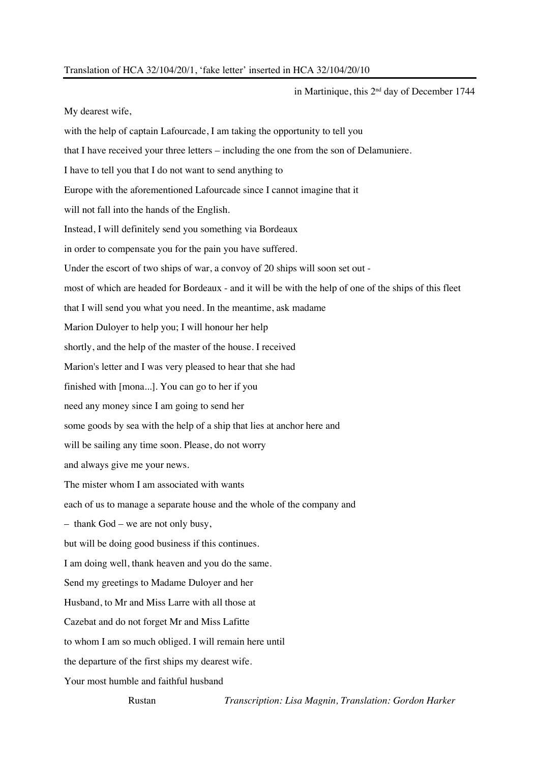Translation of HCA 32/104/20/1, 'fake letter' inserted in HCA 32/104/20/10

in Martinique, this 2nd day of December 1744

My dearest wife,

with the help of captain Lafourcade, I am taking the opportunity to tell you

that I have received your three letters – including the one from the son of Delamuniere.

I have to tell you that I do not want to send anything to

Europe with the aforementioned Lafourcade since I cannot imagine that it

will not fall into the hands of the English.

Instead, I will definitely send you something via Bordeaux

in order to compensate you for the pain you have suffered.

Under the escort of two ships of war, a convoy of 20 ships will soon set out -

most of which are headed for Bordeaux - and it will be with the help of one of the ships of this fleet

that I will send you what you need. In the meantime, ask madame

Marion Duloyer to help you; I will honour her help

shortly, and the help of the master of the house. I received

Marion's letter and I was very pleased to hear that she had

finished with [mona...]. You can go to her if you

need any money since I am going to send her

some goods by sea with the help of a ship that lies at anchor here and

will be sailing any time soon. Please, do not worry

and always give me your news.

The mister whom I am associated with wants

each of us to manage a separate house and the whole of the company and

– thank God – we are not only busy,

but will be doing good business if this continues.

I am doing well, thank heaven and you do the same.

Send my greetings to Madame Duloyer and her

Husband, to Mr and Miss Larre with all those at

Cazebat and do not forget Mr and Miss Lafitte

to whom I am so much obliged. I will remain here until

the departure of the first ships my dearest wife.

Your most humble and faithful husband

Rustan

*Transcription: Lisa Magnin, Translation: Gordon Harker*